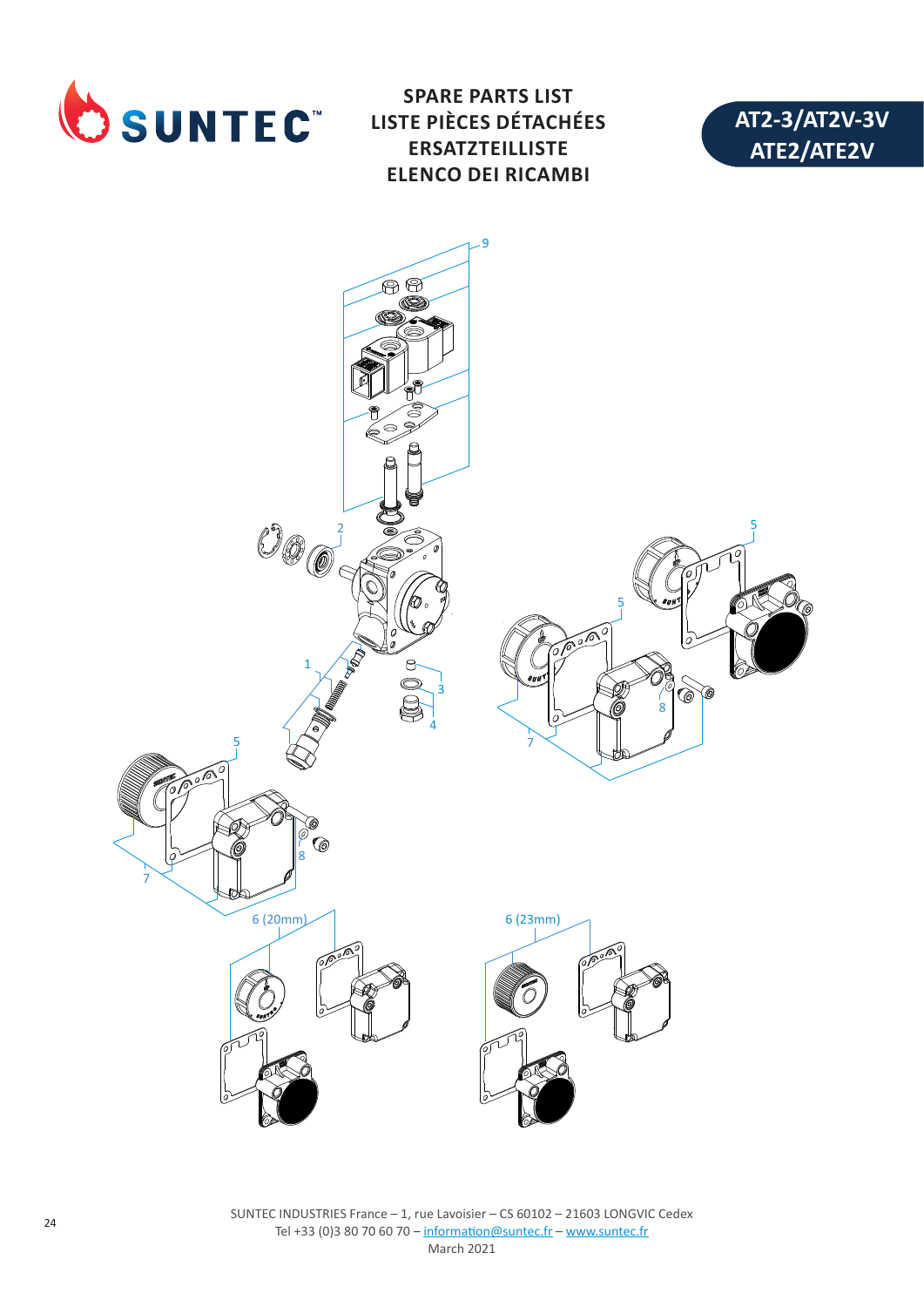SUNTEC™

# SPARE PARTS LIST
# LISTE PIÈCES DÉTACHÉES
# ERSATZTEILLISTE
# ELENCO DEI RICAMBI

**AT2-3/AT2V-3V**
**ATE2/ATE2V**

9

2

5

5

1

3

4

8

7

5

8

7

6 (20mm)

6 (23mm)

SUNTEC INDUSTRIES France – 1, rue Lavoisier – CS 60102 – 21603 LONGVIC Cedex
Tel +33 (0)3 80 70 60 70 – information@suntec.fr – www.suntec.fr
March 2021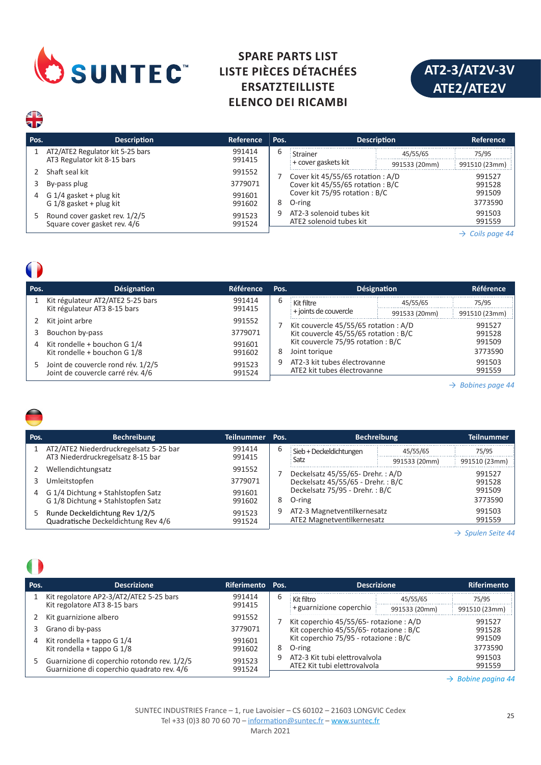SUNTEC™

# SPARE PARTS LIST
# LISTE PIÈCES DÉTACHÉES
# ERSATZTEILLISTE
# ELENCO DEI RICAMBI

## AT2-3/AT2V-3V ATE2/ATE2V

| Pos. | Description | Reference |
|---|---|---|
| 1 | AT2/ATE2 Regulator kit 5-25 bars<br>AT3 Regulator kit 8-15 bars | 991414<br>991415 |
| 2 | Shaft seal kit | 991552 |
| 3 | By-pass plug | 3779071 |
| 4 | G 1/4 gasket + plug kit<br>G 1/8 gasket + plug kit | 991601<br>991602 |
| 5 | Round cover gasket rev. 1/2/5<br>Square cover gasket rev. 4/6 | 991523<br>991524 |

| Pos. | Description | | Reference |
|---|---|---|---|
| 6 | Strainer<br>+ cover gaskets kit | 45/55/65<br>991533 (20mm) | 75/95<br>991510 (23mm) |
| 7 | Cover kit 45/55/65 rotation : A/D<br>Cover kit 45/55/65 rotation : B/C<br>Cover kit 75/95 rotation : B/C | | 991527<br>991528<br>991509 |
| 8 | O-ring | | 3773590 |
| 9 | AT2-3 solenoid tubes kit<br>ATE2 solenoid tubes kit | | 991503<br>991559 |

*→ Coils page 44*

| Pos. | Désignation | Référence |
|---|---|---|
| 1 | Kit régulateur AT2/ATE2 5-25 bars<br>Kit régulateur AT3 8-15 bars | 991414<br>991415 |
| 2 | Kit joint arbre | 991552 |
| 3 | Bouchon by-pass | 3779071 |
| 4 | Kit rondelle + bouchon G 1/4<br>Kit rondelle + bouchon G 1/8 | 991601<br>991602 |
| 5 | Joint de couvercle rond rév. 1/2/5<br>Joint de couvercle carré rév. 4/6 | 991523<br>991524 |

| Pos. | Désignation | | Référence |
|---|---|---|---|
| 6 | Kit filtre<br>+ joints de couvercle | 45/55/65<br>991533 (20mm) | 75/95<br>991510 (23mm) |
| 7 | Kit couvercle 45/55/65 rotation : A/D<br>Kit couvercle 45/55/65 rotation : B/C<br>Kit couvercle 75/95 rotation : B/C | | 991527<br>991528<br>991509 |
| 8 | Joint torique | | 3773590 |
| 9 | AT2-3 kit tubes électrovanne<br>ATE2 kit tubes électrovanne | | 991503<br>991559 |

*→ Bobines page 44*

| Pos. | Bechreibung | Teilnummer |
|---|---|---|
| 1 | AT2/ATE2 Niederdruckregelsatz 5-25 bar<br>AT3 Niederdruckregelsatz 8-15 bar | 991414<br>991415 |
| 2 | Wellendichtungsatz | 991552 |
| 3 | Umleitstopfen | 3779071 |
| 4 | G 1/4 Dichtung + Stahlstopfen Satz<br>G 1/8 Dichtung + Stahlstopfen Satz | 991601<br>991602 |
| 5 | Runde Deckeldichtung Rev 1/2/5<br>Quadratische Deckeldichtung Rev 4/6 | 991523<br>991524 |

| Pos. | Bechreibung | | Teilnummer |
|---|---|---|---|
| 6 | Sieb + Deckeldichtungen<br>Satz | 45/55/65<br>991533 (20mm) | 75/95<br>991510 (23mm) |
| 7 | Deckelsatz 45/55/65- Drehr. : A/D<br>Deckelsatz 45/55/65 - Drehr. : B/C<br>Deckelsatz 75/95 - Drehr. : B/C | | 991527<br>991528<br>991509 |
| 8 | O-ring | | 3773590 |
| 9 | AT2-3 Magnetventilkernesatz<br>ATE2 Magnetventilkernesatz | | 991503<br>991559 |

*→ Spulen Seite 44*

| Pos. | Descrizione | Riferimento |
|---|---|---|
| 1 | Kit regolatore AP2-3/AT2/ATE2 5-25 bars<br>Kit regolatore AT3 8-15 bars | 991414<br>991415 |
| 2 | Kit guarnizione albero | 991552 |
| 3 | Grano di by-pass | 3779071 |
| 4 | Kit rondella + tappo G 1/4<br>Kit rondella + tappo G 1/8 | 991601<br>991602 |
| 5 | Guarnizione di coperchio rotondo rev. 1/2/5<br>Guarnizione di coperchio quadrato rev. 4/6 | 991523<br>991524 |

| Pos. | Descrizione | | Riferimento |
|---|---|---|---|
| 6 | Kit filtro<br>+ guarnizione coperchio | 45/55/65<br>991533 (20mm) | 75/95<br>991510 (23mm) |
| 7 | Kit coperchio 45/55/65- rotazione : A/D<br>Kit coperchio 45/55/65- rotazione : B/C<br>Kit coperchio 75/95 - rotazione : B/C | | 991527<br>991528<br>991509 |
| 8 | O-ring | | 3773590 |
| 9 | AT2-3 Kit tubi elettrovalvola<br>ATE2 Kit tubi elettrovalvola | | 991503<br>991559 |

*→ Bobine pagina 44*

SUNTEC INDUSTRIES France – 1, rue Lavoisier – CS 60102 – 21603 LONGVIC Cedex
Tel +33 (0)3 80 70 60 70 – information@suntec.fr – www.suntec.fr
March 2021